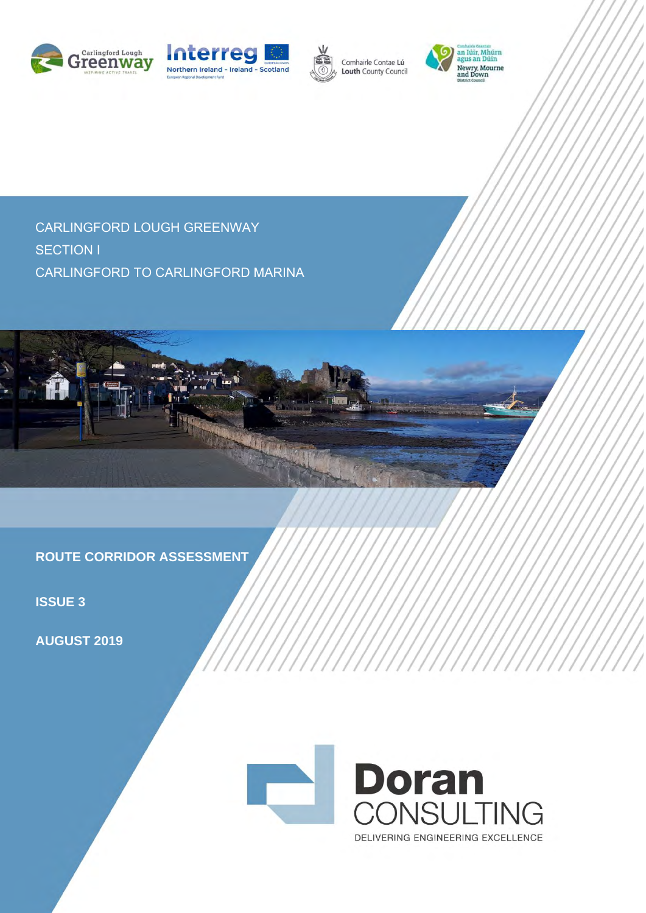CARLINGFORD LOUGH GREENWAY

SECTION I

CARLINGFORD TO CARLINGFORD MARINA

**ROUTE CORRIDOR ASSESSMENT**

**ISSUE 3**

**AUGUST 2019**

Doran CONSULTING

DELIVERING ENGINEERING EXCELLENCE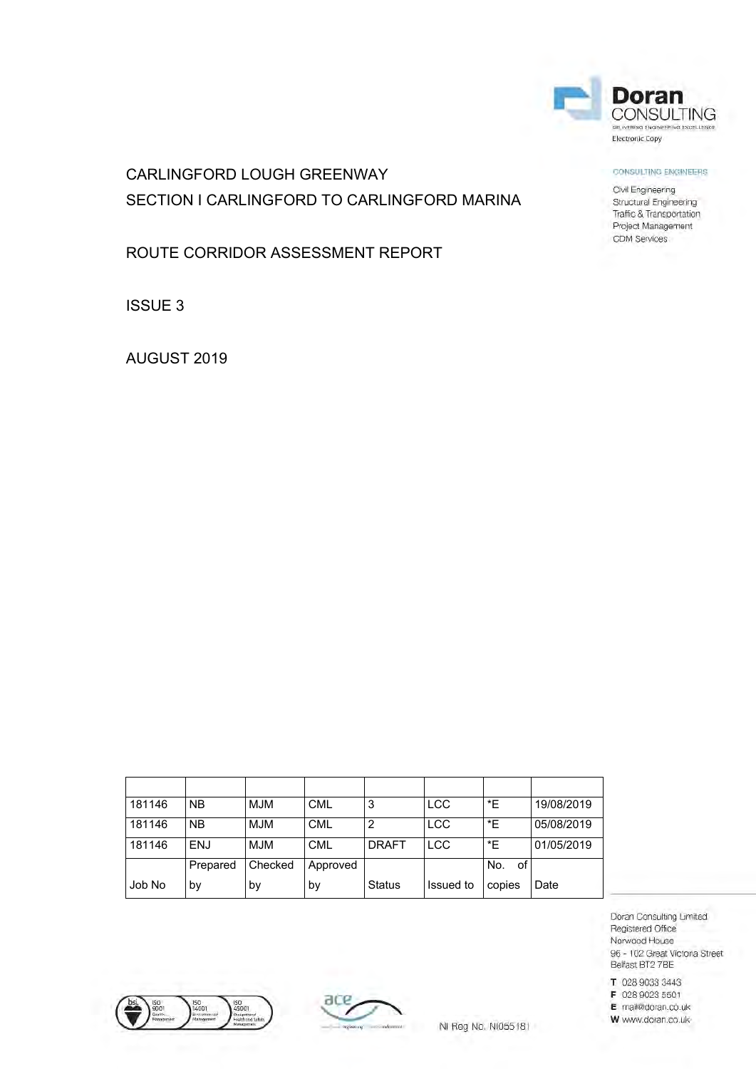Doran CONSULTING

DELIVERING ENGINEERING EXCELLENCE

Electronic Copy

CONSULTING ENGINEERS

Civil Engineering
Structural Engineering
Traffic & Transportation
Project Management
CDM Services

# CARLINGFORD LOUGH GREENWAY

## SECTION I CARLINGFORD TO CARLINGFORD MARINA

## ROUTE CORRIDOR ASSESSMENT REPORT

ISSUE 3

AUGUST 2019

| | | | | | | | |
|---|---|---|---|---|---|---|---|
| 181146 | NB | MJM | CML | 3 | LCC | *E | 19/08/2019 |
| 181146 | NB | MJM | CML | 2 | LCC | *E | 05/08/2019 |
| 181146 | ENJ | MJM | CML | DRAFT | LCC | *E | 01/05/2019 |
| Job No | Prepared by | Checked by | Approved by | Status | Issued to | No. of copies | Date |

Doran Consulting Limited
Registered Office
Norwood House
96 - 102 Great Victoria Street
Belfast BT2 7BE

T 028 9033 3443
F 028 9023 5501
E mail@doran.co.uk
W www.doran.co.uk

NI Reg No. NI055181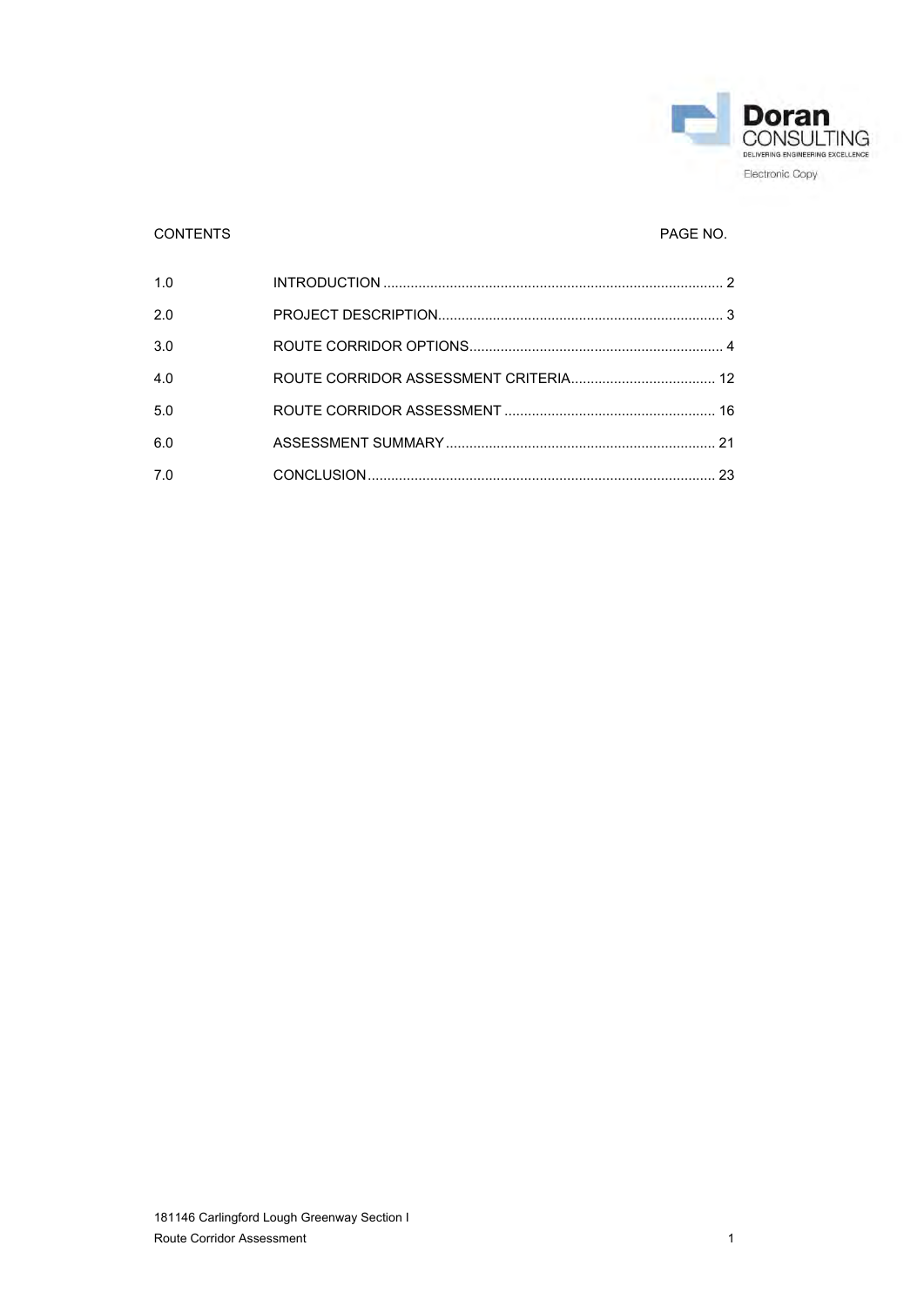| CONTENTS | | PAGE NO. |
|---|---|---|
| 1.0 | INTRODUCTION | 2 |
| 2.0 | PROJECT DESCRIPTION | 3 |
| 3.0 | ROUTE CORRIDOR OPTIONS | 4 |
| 4.0 | ROUTE CORRIDOR ASSESSMENT CRITERIA | 12 |
| 5.0 | ROUTE CORRIDOR ASSESSMENT | 16 |
| 6.0 | ASSESSMENT SUMMARY | 21 |
| 7.0 | CONCLUSION | 23 |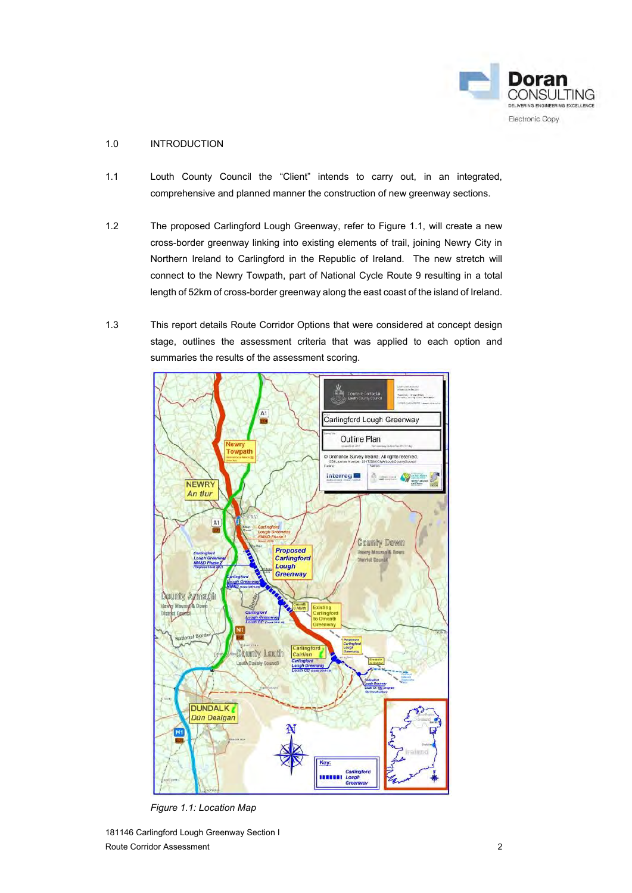## 1.0 INTRODUCTION

1.1 Louth County Council the "Client" intends to carry out, in an integrated, comprehensive and planned manner the construction of new greenway sections.

1.2 The proposed Carlingford Lough Greenway, refer to Figure 1.1, will create a new cross-border greenway linking into existing elements of trail, joining Newry City in Northern Ireland to Carlingford in the Republic of Ireland. The new stretch will connect to the Newry Towpath, part of National Cycle Route 9 resulting in a total length of 52km of cross-border greenway along the east coast of the island of Ireland.

1.3 This report details Route Corridor Options that were considered at concept design stage, outlines the assessment criteria that was applied to each option and summaries the results of the assessment scoring.

*Figure 1.1: Location Map*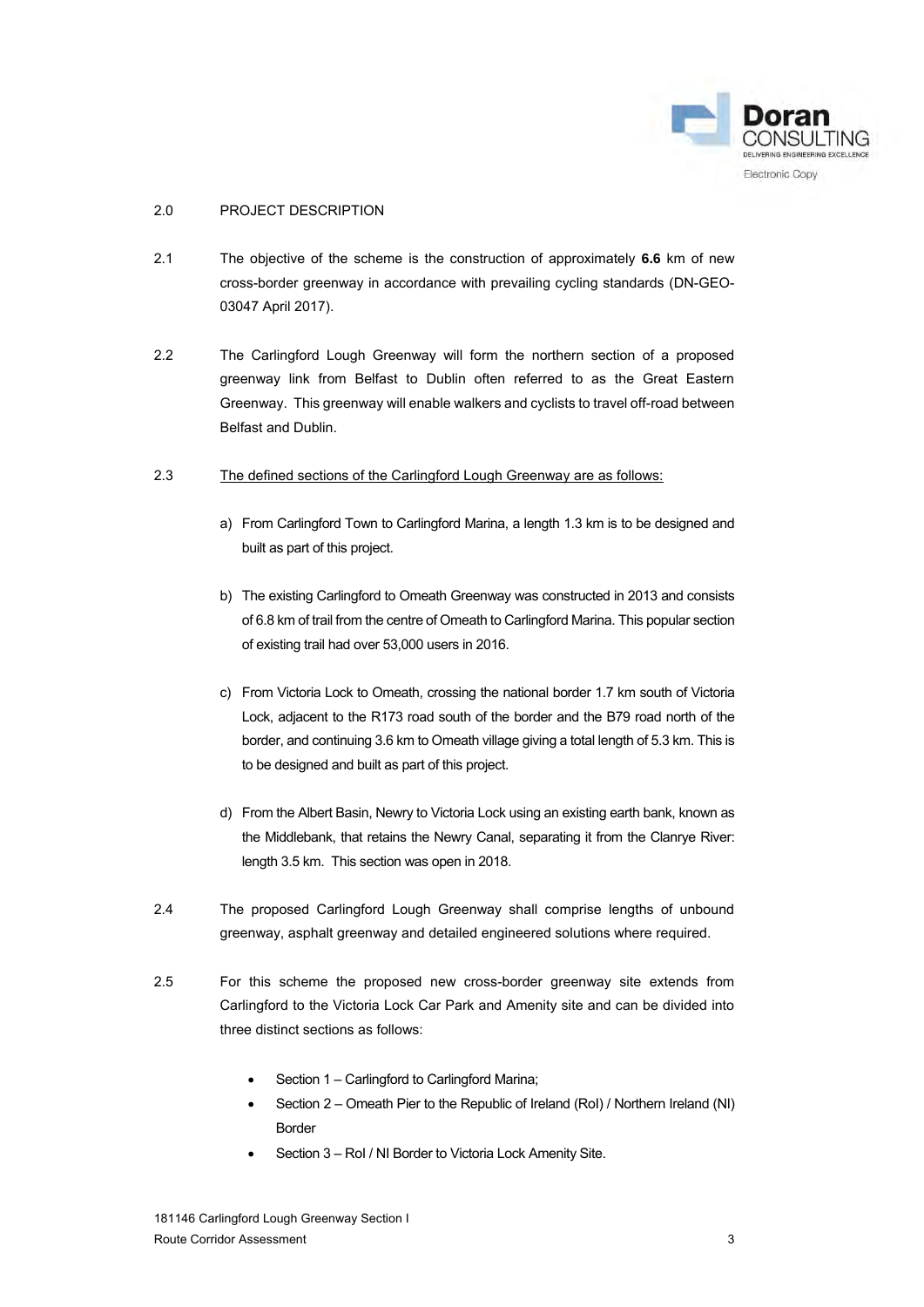## 2.0 PROJECT DESCRIPTION

2.1 The objective of the scheme is the construction of approximately **6.6** km of new cross-border greenway in accordance with prevailing cycling standards (DN-GEO-03047 April 2017).

2.2 The Carlingford Lough Greenway will form the northern section of a proposed greenway link from Belfast to Dublin often referred to as the Great Eastern Greenway. This greenway will enable walkers and cyclists to travel off-road between Belfast and Dublin.

2.3 The defined sections of the Carlingford Lough Greenway are as follows:

a) From Carlingford Town to Carlingford Marina, a length 1.3 km is to be designed and built as part of this project.

b) The existing Carlingford to Omeath Greenway was constructed in 2013 and consists of 6.8 km of trail from the centre of Omeath to Carlingford Marina. This popular section of existing trail had over 53,000 users in 2016.

c) From Victoria Lock to Omeath, crossing the national border 1.7 km south of Victoria Lock, adjacent to the R173 road south of the border and the B79 road north of the border, and continuing 3.6 km to Omeath village giving a total length of 5.3 km. This is to be designed and built as part of this project.

d) From the Albert Basin, Newry to Victoria Lock using an existing earth bank, known as the Middlebank, that retains the Newry Canal, separating it from the Clanrye River: length 3.5 km. This section was open in 2018.

2.4 The proposed Carlingford Lough Greenway shall comprise lengths of unbound greenway, asphalt greenway and detailed engineered solutions where required.

2.5 For this scheme the proposed new cross-border greenway site extends from Carlingford to the Victoria Lock Car Park and Amenity site and can be divided into three distinct sections as follows:

- Section 1 – Carlingford to Carlingford Marina;
- Section 2 – Omeath Pier to the Republic of Ireland (RoI) / Northern Ireland (NI) Border
- Section 3 – RoI / NI Border to Victoria Lock Amenity Site.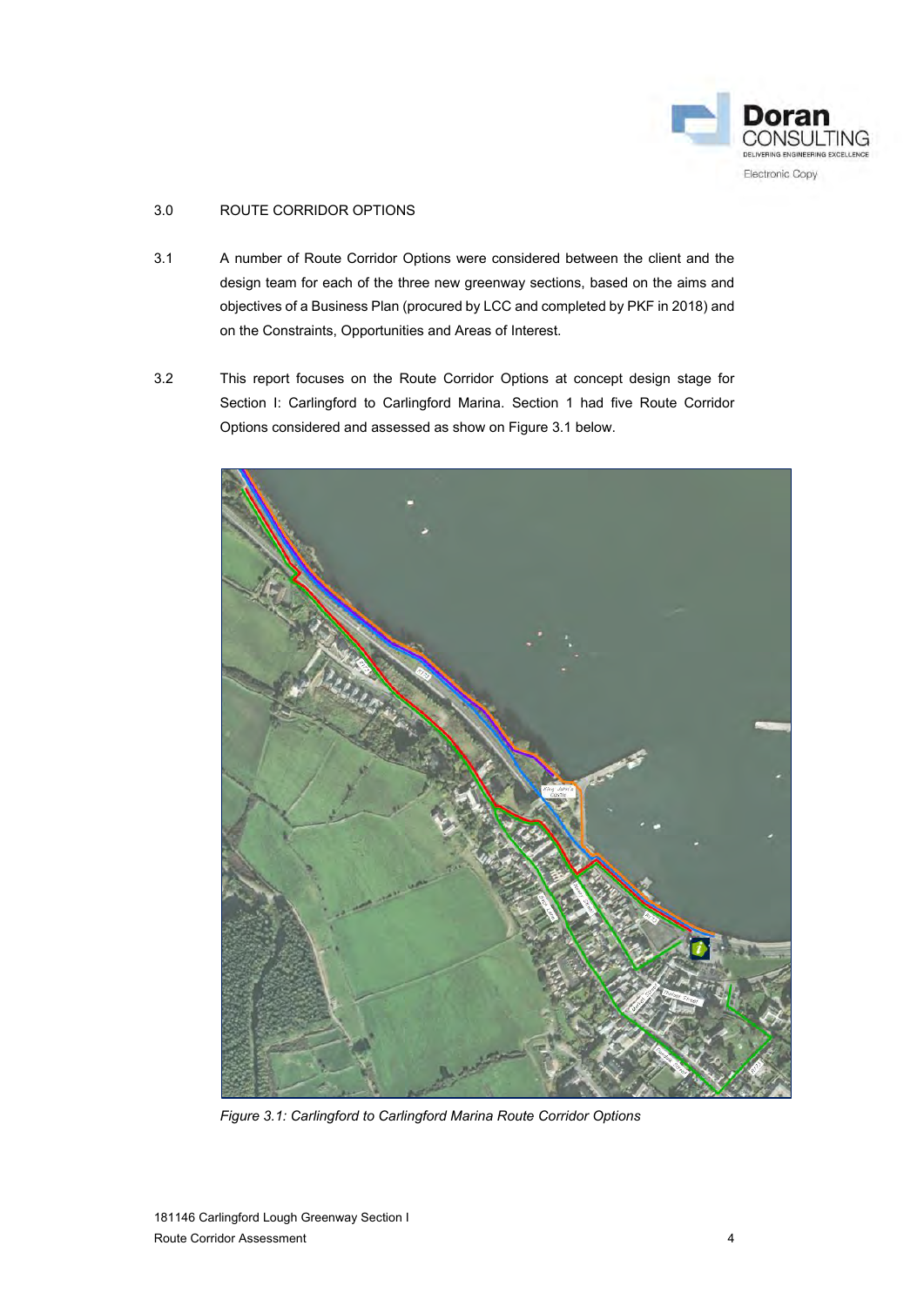## 3.0 ROUTE CORRIDOR OPTIONS

3.1 A number of Route Corridor Options were considered between the client and the design team for each of the three new greenway sections, based on the aims and objectives of a Business Plan (procured by LCC and completed by PKF in 2018) and on the Constraints, Opportunities and Areas of Interest.

3.2 This report focuses on the Route Corridor Options at concept design stage for Section I: Carlingford to Carlingford Marina. Section 1 had five Route Corridor Options considered and assessed as show on Figure 3.1 below.

*Figure 3.1: Carlingford to Carlingford Marina Route Corridor Options*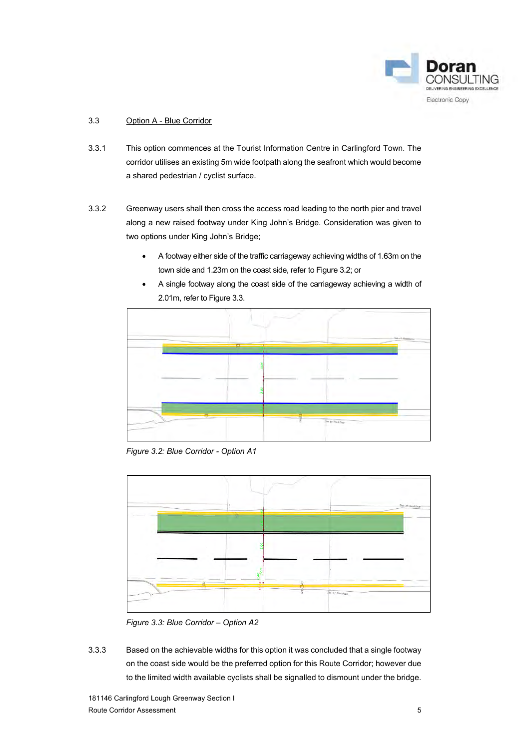### 3.3 Option A - Blue Corridor

3.3.1 This option commences at the Tourist Information Centre in Carlingford Town. The corridor utilises an existing 5m wide footpath along the seafront which would become a shared pedestrian / cyclist surface.

3.3.2 Greenway users shall then cross the access road leading to the north pier and travel along a new raised footway under King John's Bridge. Consideration was given to two options under King John's Bridge;

- A footway either side of the traffic carriageway achieving widths of 1.63m on the town side and 1.23m on the coast side, refer to Figure 3.2; or
- A single footway along the coast side of the carriageway achieving a width of 2.01m, refer to Figure 3.3.

*Figure 3.2: Blue Corridor - Option A1*

*Figure 3.3: Blue Corridor – Option A2*

3.3.3 Based on the achievable widths for this option it was concluded that a single footway on the coast side would be the preferred option for this Route Corridor; however due to the limited width available cyclists shall be signalled to dismount under the bridge.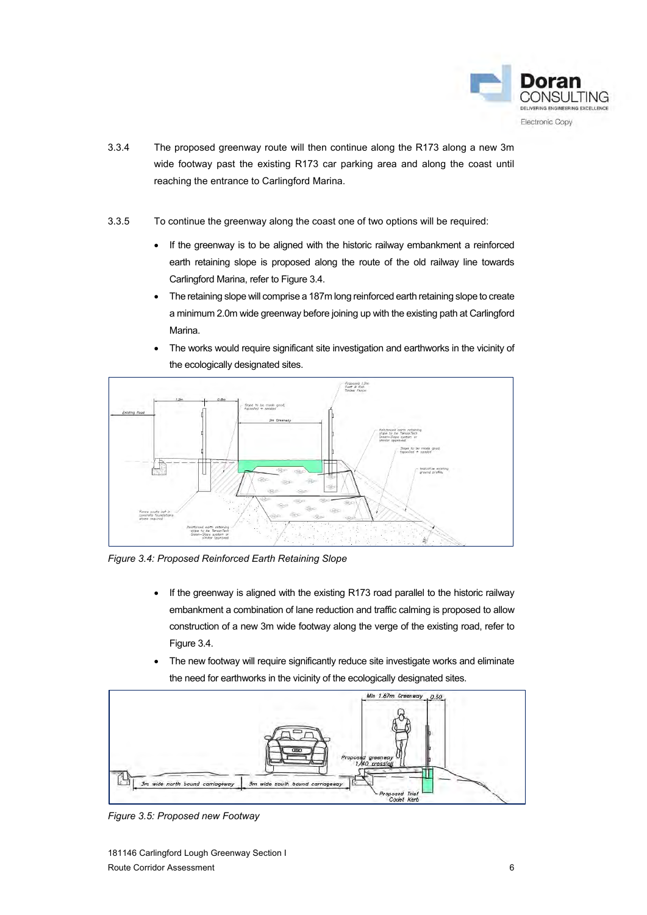3.3.4 The proposed greenway route will then continue along the R173 along a new 3m wide footway past the existing R173 car parking area and along the coast until reaching the entrance to Carlingford Marina.

3.3.5 To continue the greenway along the coast one of two options will be required:

- If the greenway is to be aligned with the historic railway embankment a reinforced earth retaining slope is proposed along the route of the old railway line towards Carlingford Marina, refer to Figure 3.4.
- The retaining slope will comprise a 187m long reinforced earth retaining slope to create a minimum 2.0m wide greenway before joining up with the existing path at Carlingford Marina.
- The works would require significant site investigation and earthworks in the vicinity of the ecologically designated sites.

*Figure 3.4: Proposed Reinforced Earth Retaining Slope*

- If the greenway is aligned with the existing R173 road parallel to the historic railway embankment a combination of lane reduction and traffic calming is proposed to allow construction of a new 3m wide footway along the verge of the existing road, refer to Figure 3.4.
- The new footway will require significantly reduce site investigate works and eliminate the need for earthworks in the vicinity of the ecologically designated sites.

*Figure 3.5: Proposed new Footway*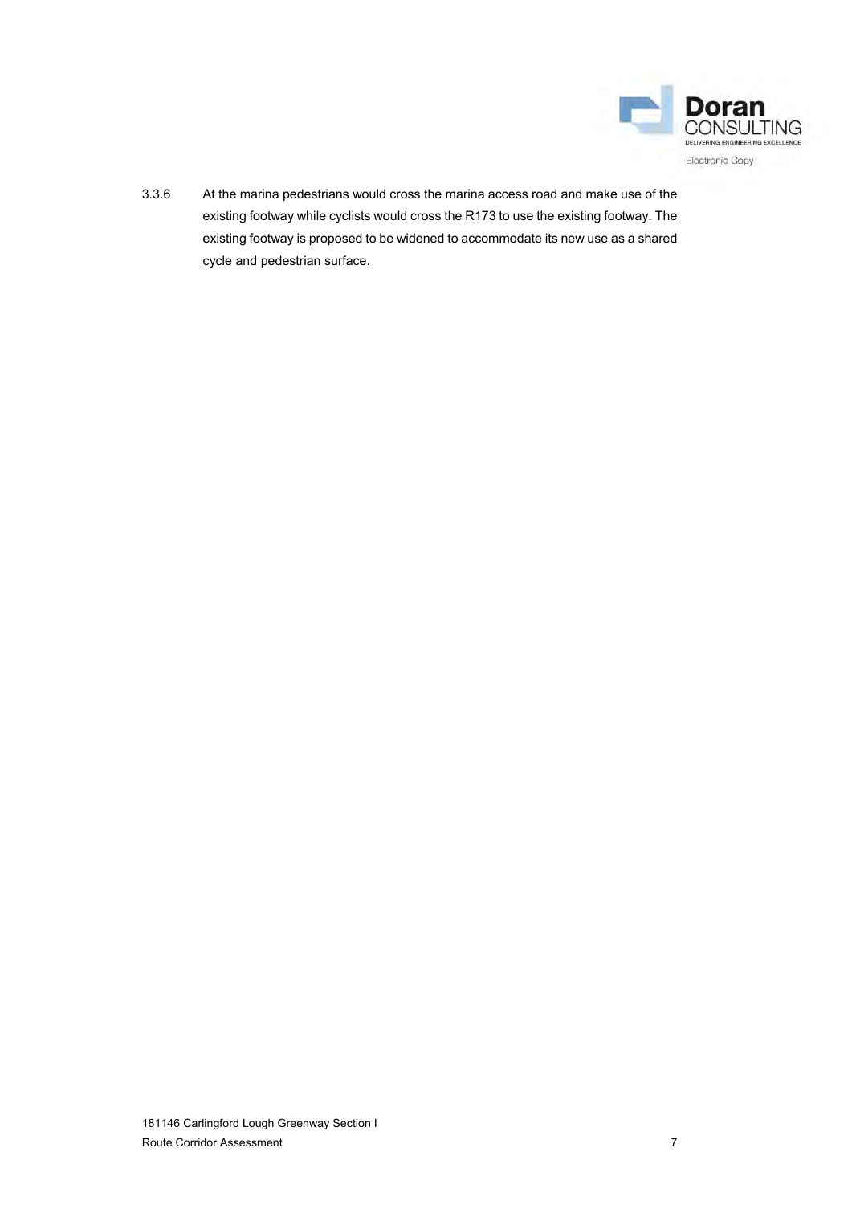3.3.6 At the marina pedestrians would cross the marina access road and make use of the existing footway while cyclists would cross the R173 to use the existing footway. The existing footway is proposed to be widened to accommodate its new use as a shared cycle and pedestrian surface.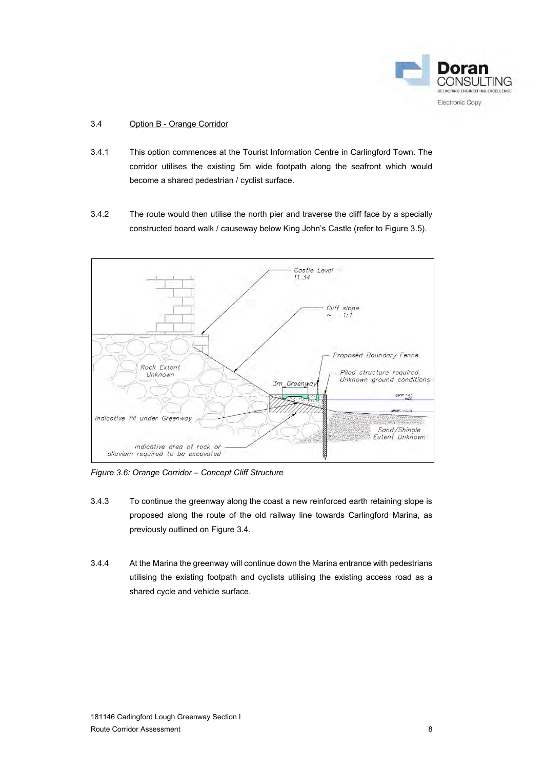### 3.4 Option B - Orange Corridor

3.4.1 This option commences at the Tourist Information Centre in Carlingford Town. The corridor utilises the existing 5m wide footpath along the seafront which would become a shared pedestrian / cyclist surface.

3.4.2 The route would then utilise the north pier and traverse the cliff face by a specially constructed board walk / causeway below King John's Castle (refer to Figure 3.5).

*Figure 3.6: Orange Corridor – Concept Cliff Structure*

3.4.3 To continue the greenway along the coast a new reinforced earth retaining slope is proposed along the route of the old railway line towards Carlingford Marina, as previously outlined on Figure 3.4.

3.4.4 At the Marina the greenway will continue down the Marina entrance with pedestrians utilising the existing footpath and cyclists utilising the existing access road as a shared cycle and vehicle surface.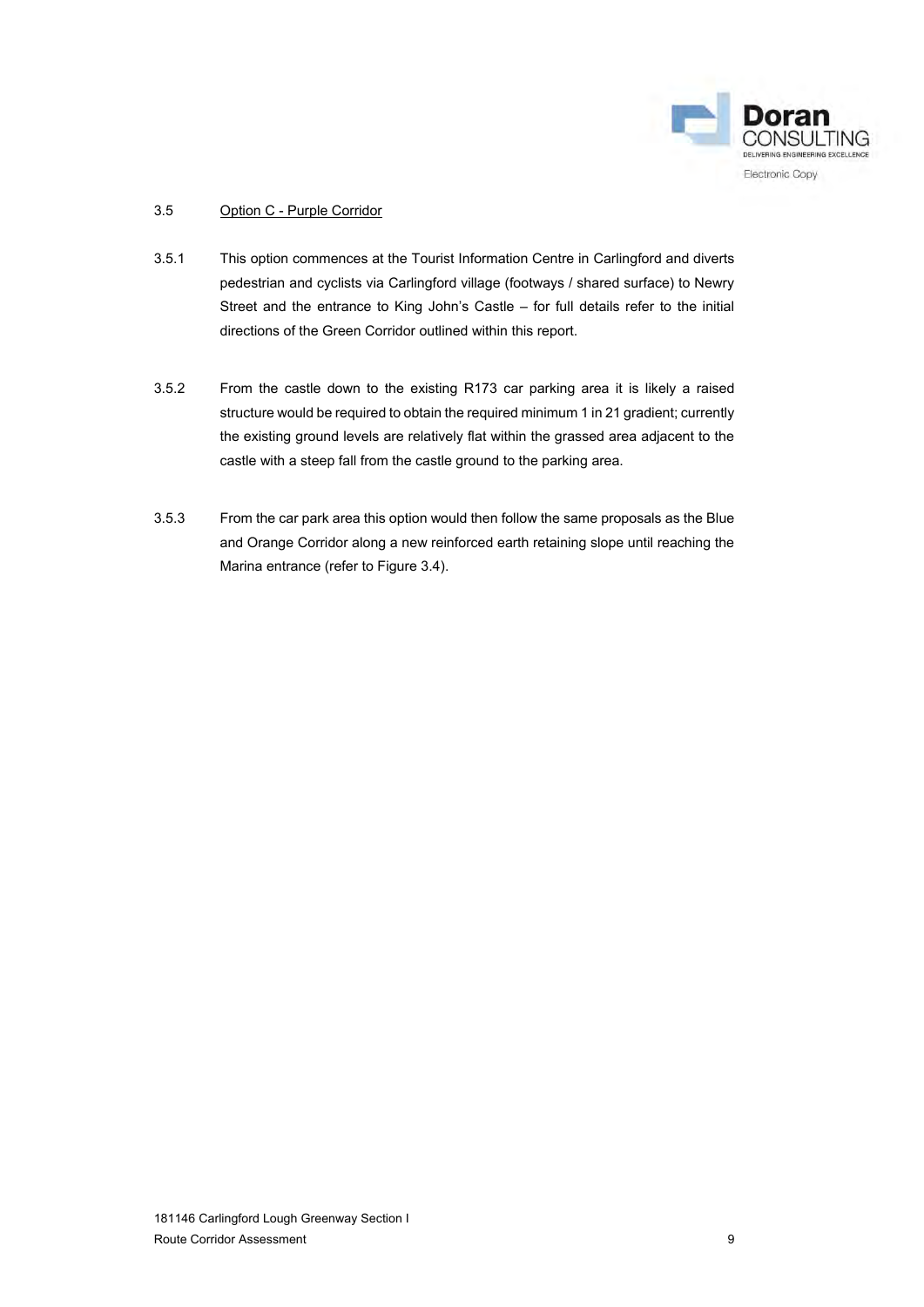### 3.5 Option C - Purple Corridor

3.5.1 This option commences at the Tourist Information Centre in Carlingford and diverts pedestrian and cyclists via Carlingford village (footways / shared surface) to Newry Street and the entrance to King John's Castle – for full details refer to the initial directions of the Green Corridor outlined within this report.

3.5.2 From the castle down to the existing R173 car parking area it is likely a raised structure would be required to obtain the required minimum 1 in 21 gradient; currently the existing ground levels are relatively flat within the grassed area adjacent to the castle with a steep fall from the castle ground to the parking area.

3.5.3 From the car park area this option would then follow the same proposals as the Blue and Orange Corridor along a new reinforced earth retaining slope until reaching the Marina entrance (refer to Figure 3.4).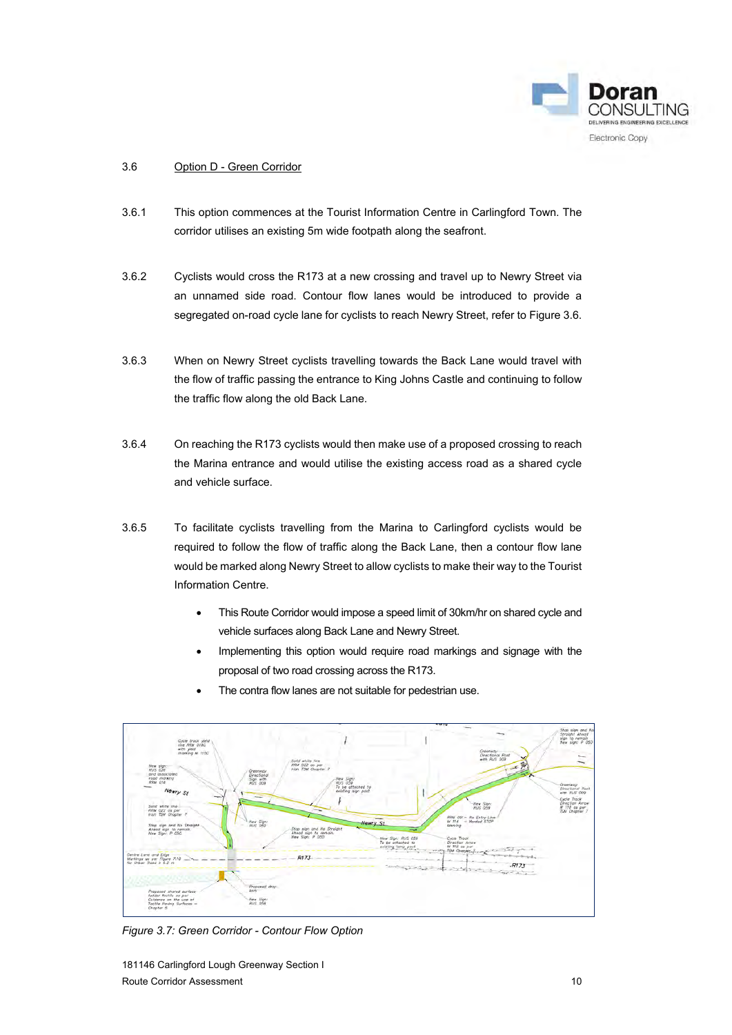### 3.6 Option D - Green Corridor

3.6.1 This option commences at the Tourist Information Centre in Carlingford Town. The corridor utilises an existing 5m wide footpath along the seafront.

3.6.2 Cyclists would cross the R173 at a new crossing and travel up to Newry Street via an unnamed side road. Contour flow lanes would be introduced to provide a segregated on-road cycle lane for cyclists to reach Newry Street, refer to Figure 3.6.

3.6.3 When on Newry Street cyclists travelling towards the Back Lane would travel with the flow of traffic passing the entrance to King Johns Castle and continuing to follow the traffic flow along the old Back Lane.

3.6.4 On reaching the R173 cyclists would then make use of a proposed crossing to reach the Marina entrance and would utilise the existing access road as a shared cycle and vehicle surface.

3.6.5 To facilitate cyclists travelling from the Marina to Carlingford cyclists would be required to follow the flow of traffic along the Back Lane, then a contour flow lane would be marked along Newry Street to allow cyclists to make their way to the Tourist Information Centre.

- This Route Corridor would impose a speed limit of 30km/hr on shared cycle and vehicle surfaces along Back Lane and Newry Street.
- Implementing this option would require road markings and signage with the proposal of two road crossing across the R173.
- The contra flow lanes are not suitable for pedestrian use.

*Figure 3.7: Green Corridor - Contour Flow Option*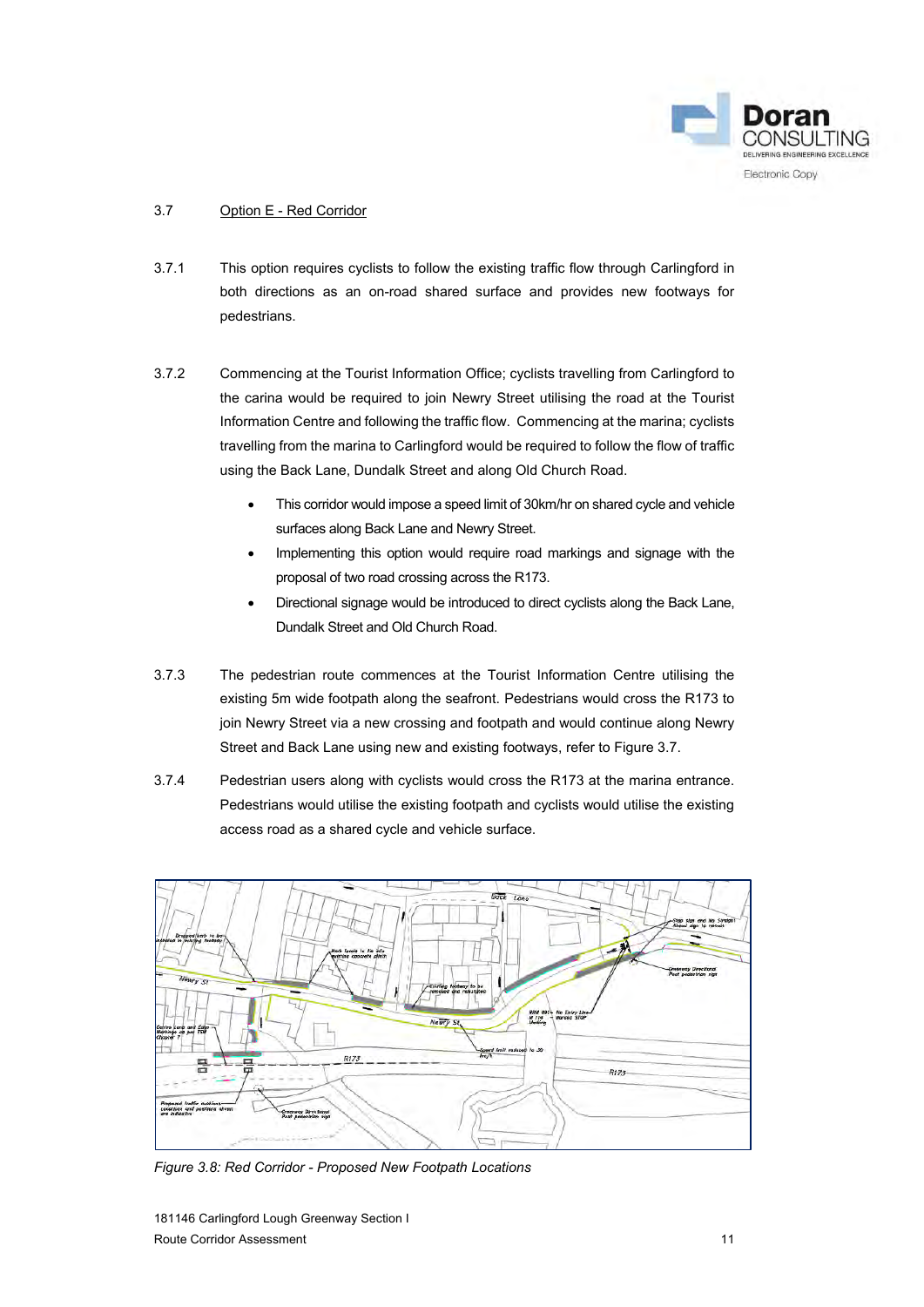## 3.7 Option E - Red Corridor

3.7.1 This option requires cyclists to follow the existing traffic flow through Carlingford in both directions as an on-road shared surface and provides new footways for pedestrians.

3.7.2 Commencing at the Tourist Information Office; cyclists travelling from Carlingford to the carina would be required to join Newry Street utilising the road at the Tourist Information Centre and following the traffic flow. Commencing at the marina; cyclists travelling from the marina to Carlingford would be required to follow the flow of traffic using the Back Lane, Dundalk Street and along Old Church Road.

- This corridor would impose a speed limit of 30km/hr on shared cycle and vehicle surfaces along Back Lane and Newry Street.
- Implementing this option would require road markings and signage with the proposal of two road crossing across the R173.
- Directional signage would be introduced to direct cyclists along the Back Lane, Dundalk Street and Old Church Road.

3.7.3 The pedestrian route commences at the Tourist Information Centre utilising the existing 5m wide footpath along the seafront. Pedestrians would cross the R173 to join Newry Street via a new crossing and footpath and would continue along Newry Street and Back Lane using new and existing footways, refer to Figure 3.7.

3.7.4 Pedestrian users along with cyclists would cross the R173 at the marina entrance. Pedestrians would utilise the existing footpath and cyclists would utilise the existing access road as a shared cycle and vehicle surface.

*Figure 3.8: Red Corridor - Proposed New Footpath Locations*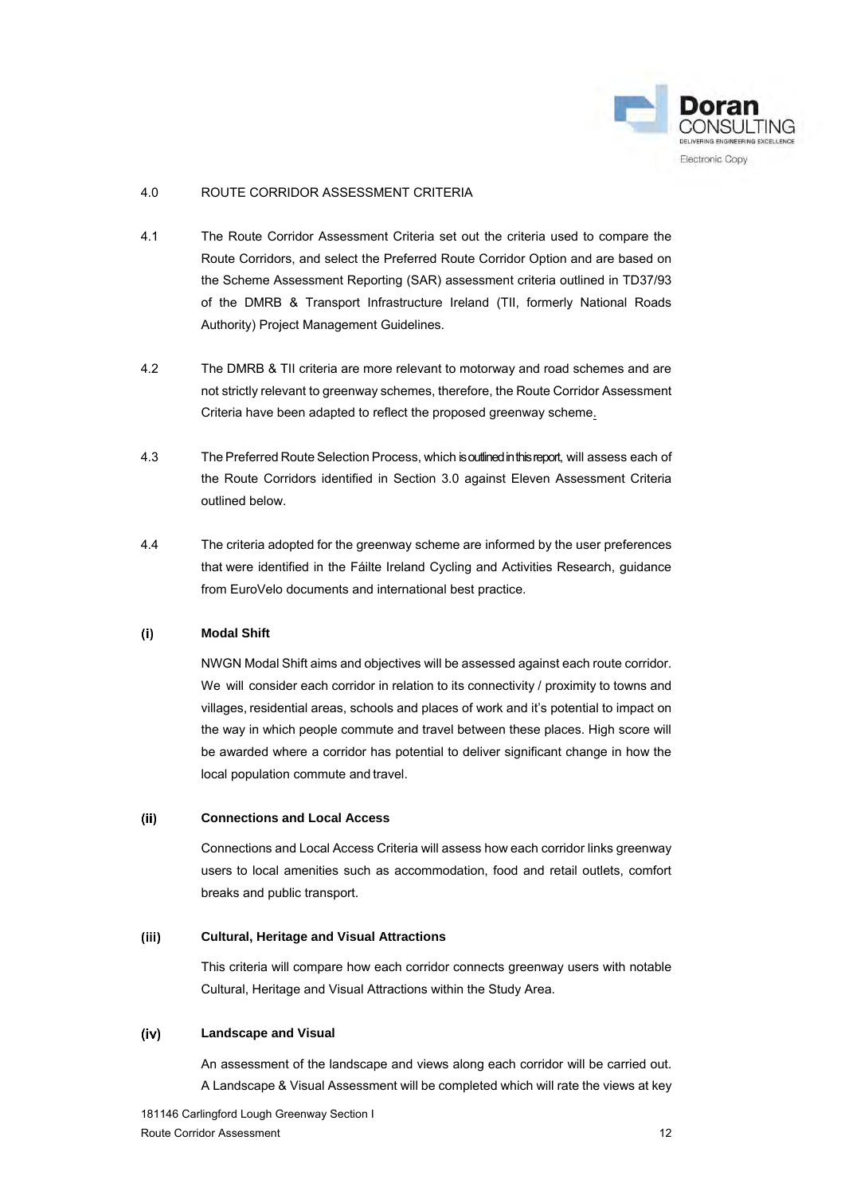## 4.0 ROUTE CORRIDOR ASSESSMENT CRITERIA

4.1 The Route Corridor Assessment Criteria set out the criteria used to compare the Route Corridors, and select the Preferred Route Corridor Option and are based on the Scheme Assessment Reporting (SAR) assessment criteria outlined in TD37/93 of the DMRB & Transport Infrastructure Ireland (TII, formerly National Roads Authority) Project Management Guidelines.

4.2 The DMRB & TII criteria are more relevant to motorway and road schemes and are not strictly relevant to greenway schemes, therefore, the Route Corridor Assessment Criteria have been adapted to reflect the proposed greenway scheme.

4.3 The Preferred Route Selection Process, which is outlined in this report, will assess each of the Route Corridors identified in Section 3.0 against Eleven Assessment Criteria outlined below.

4.4 The criteria adopted for the greenway scheme are informed by the user preferences that were identified in the Fáilte Ireland Cycling and Activities Research, guidance from EuroVelo documents and international best practice.

### (i) Modal Shift

NWGN Modal Shift aims and objectives will be assessed against each route corridor. We will consider each corridor in relation to its connectivity / proximity to towns and villages, residential areas, schools and places of work and it's potential to impact on the way in which people commute and travel between these places. High score will be awarded where a corridor has potential to deliver significant change in how the local population commute and travel.

### (ii) Connections and Local Access

Connections and Local Access Criteria will assess how each corridor links greenway users to local amenities such as accommodation, food and retail outlets, comfort breaks and public transport.

### (iii) Cultural, Heritage and Visual Attractions

This criteria will compare how each corridor connects greenway users with notable Cultural, Heritage and Visual Attractions within the Study Area.

### (iv) Landscape and Visual

An assessment of the landscape and views along each corridor will be carried out. A Landscape & Visual Assessment will be completed which will rate the views at key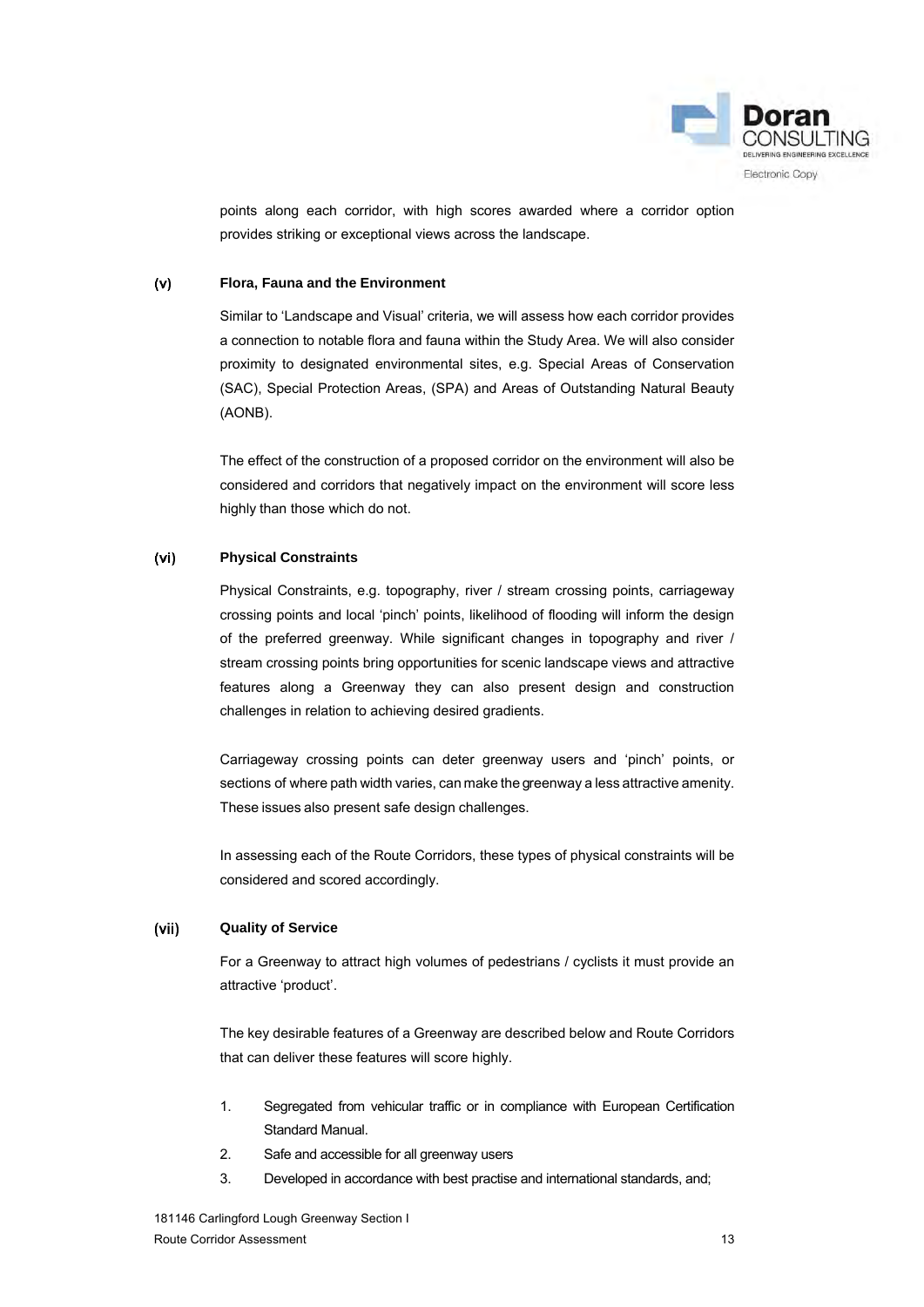points along each corridor, with high scores awarded where a corridor option provides striking or exceptional views across the landscape.

### (v) Flora, Fauna and the Environment

Similar to 'Landscape and Visual' criteria, we will assess how each corridor provides a connection to notable flora and fauna within the Study Area. We will also consider proximity to designated environmental sites, e.g. Special Areas of Conservation (SAC), Special Protection Areas, (SPA) and Areas of Outstanding Natural Beauty (AONB).

The effect of the construction of a proposed corridor on the environment will also be considered and corridors that negatively impact on the environment will score less highly than those which do not.

### (vi) Physical Constraints

Physical Constraints, e.g. topography, river / stream crossing points, carriageway crossing points and local 'pinch' points, likelihood of flooding will inform the design of the preferred greenway. While significant changes in topography and river / stream crossing points bring opportunities for scenic landscape views and attractive features along a Greenway they can also present design and construction challenges in relation to achieving desired gradients.

Carriageway crossing points can deter greenway users and 'pinch' points, or sections of where path width varies, can make the greenway a less attractive amenity. These issues also present safe design challenges.

In assessing each of the Route Corridors, these types of physical constraints will be considered and scored accordingly.

### (vii) Quality of Service

For a Greenway to attract high volumes of pedestrians / cyclists it must provide an attractive 'product'.

The key desirable features of a Greenway are described below and Route Corridors that can deliver these features will score highly.

1. Segregated from vehicular traffic or in compliance with European Certification Standard Manual.
2. Safe and accessible for all greenway users
3. Developed in accordance with best practise and international standards, and;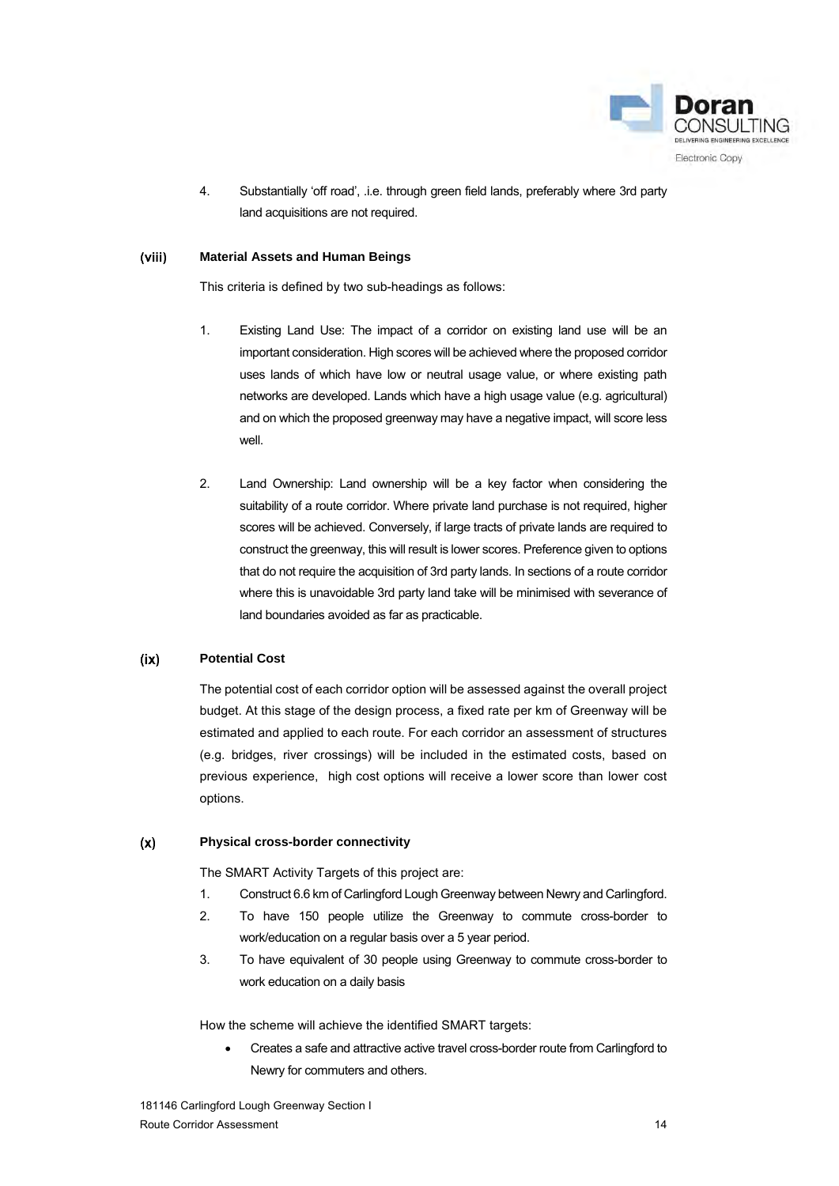4. Substantially 'off road', .i.e. through green field lands, preferably where 3rd party land acquisitions are not required.

### (viii) Material Assets and Human Beings

This criteria is defined by two sub-headings as follows:

1. Existing Land Use: The impact of a corridor on existing land use will be an important consideration. High scores will be achieved where the proposed corridor uses lands of which have low or neutral usage value, or where existing path networks are developed. Lands which have a high usage value (e.g. agricultural) and on which the proposed greenway may have a negative impact, will score less well.

2. Land Ownership: Land ownership will be a key factor when considering the suitability of a route corridor. Where private land purchase is not required, higher scores will be achieved. Conversely, if large tracts of private lands are required to construct the greenway, this will result is lower scores. Preference given to options that do not require the acquisition of 3rd party lands. In sections of a route corridor where this is unavoidable 3rd party land take will be minimised with severance of land boundaries avoided as far as practicable.

### (ix) Potential Cost

The potential cost of each corridor option will be assessed against the overall project budget. At this stage of the design process, a fixed rate per km of Greenway will be estimated and applied to each route. For each corridor an assessment of structures (e.g. bridges, river crossings) will be included in the estimated costs, based on previous experience, high cost options will receive a lower score than lower cost options.

### (x) Physical cross-border connectivity

The SMART Activity Targets of this project are:

1. Construct 6.6 km of Carlingford Lough Greenway between Newry and Carlingford.
2. To have 150 people utilize the Greenway to commute cross-border to work/education on a regular basis over a 5 year period.
3. To have equivalent of 30 people using Greenway to commute cross-border to work education on a daily basis

How the scheme will achieve the identified SMART targets:

- Creates a safe and attractive active travel cross-border route from Carlingford to Newry for commuters and others.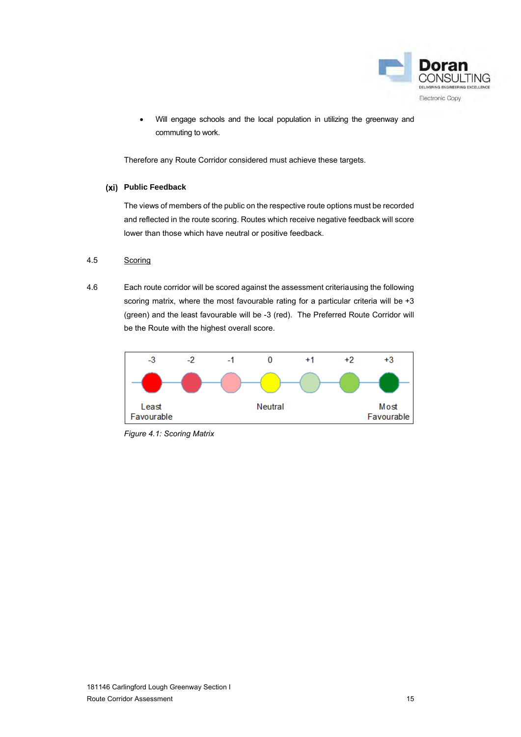- Will engage schools and the local population in utilizing the greenway and commuting to work.

Therefore any Route Corridor considered must achieve these targets.

**(xi) Public Feedback**

The views of members of the public on the respective route options must be recorded and reflected in the route scoring. Routes which receive negative feedback will score lower than those which have neutral or positive feedback.

4.5 Scoring

4.6 Each route corridor will be scored against the assessment criteriausing the following scoring matrix, where the most favourable rating for a particular criteria will be +3 (green) and the least favourable will be -3 (red). The Preferred Route Corridor will be the Route with the highest overall score.

| -3 | -2 | -1 | 0 | +1 | +2 | +3 |
|---|---|---|---|---|---|---|
| Least Favourable | | | Neutral | | | Most Favourable |

*Figure 4.1: Scoring Matrix*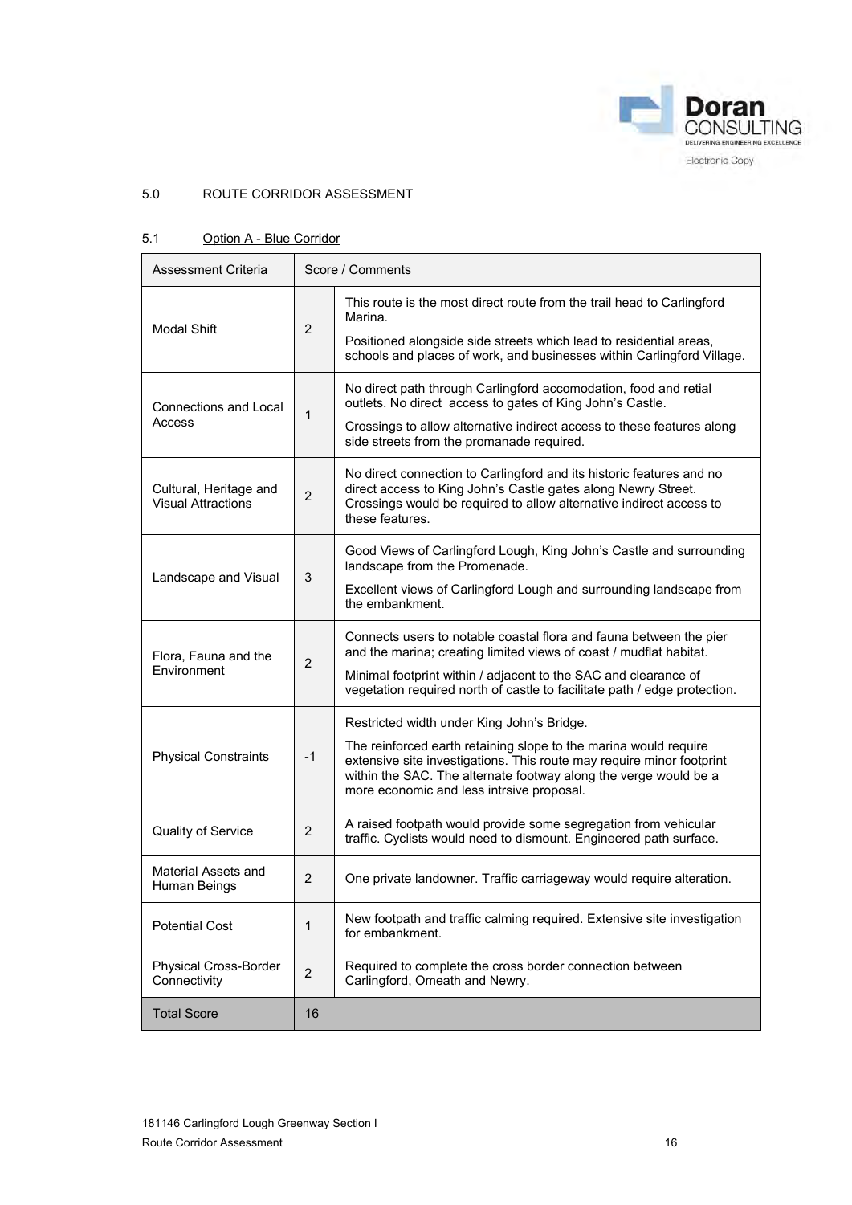## 5.0 ROUTE CORRIDOR ASSESSMENT

### 5.1 Option A - Blue Corridor

| Assessment Criteria | Score / Comments | |
|---|---|---|
| Modal Shift | 2 | This route is the most direct route from the trail head to Carlingford Marina.<br><br>Positioned alongside side streets which lead to residential areas, schools and places of work, and businesses within Carlingford Village. |
| Connections and Local Access | 1 | No direct path through Carlingford accomodation, food and retial outlets. No direct access to gates of King John's Castle.<br><br>Crossings to allow alternative indirect access to these features along side streets from the promanade required. |
| Cultural, Heritage and Visual Attractions | 2 | No direct connection to Carlingford and its historic features and no direct access to King John's Castle gates along Newry Street. Crossings would be required to allow alternative indirect access to these features. |
| Landscape and Visual | 3 | Good Views of Carlingford Lough, King John's Castle and surrounding landscape from the Promenade.<br><br>Excellent views of Carlingford Lough and surrounding landscape from the embankment. |
| Flora, Fauna and the Environment | 2 | Connects users to notable coastal flora and fauna between the pier and the marina; creating limited views of coast / mudflat habitat.<br><br>Minimal footprint within / adjacent to the SAC and clearance of vegetation required north of castle to facilitate path / edge protection. |
| Physical Constraints | -1 | Restricted width under King John's Bridge.<br><br>The reinforced earth retaining slope to the marina would require extensive site investigations. This route may require minor footprint within the SAC. The alternate footway along the verge would be a more economic and less intrsive proposal. |
| Quality of Service | 2 | A raised footpath would provide some segregation from vehicular traffic. Cyclists would need to dismount. Engineered path surface. |
| Material Assets and Human Beings | 2 | One private landowner. Traffic carriageway would require alteration. |
| Potential Cost | 1 | New footpath and traffic calming required. Extensive site investigation for embankment. |
| Physical Cross-Border Connectivity | 2 | Required to complete the cross border connection between Carlingford, Omeath and Newry. |
| Total Score | 16 | |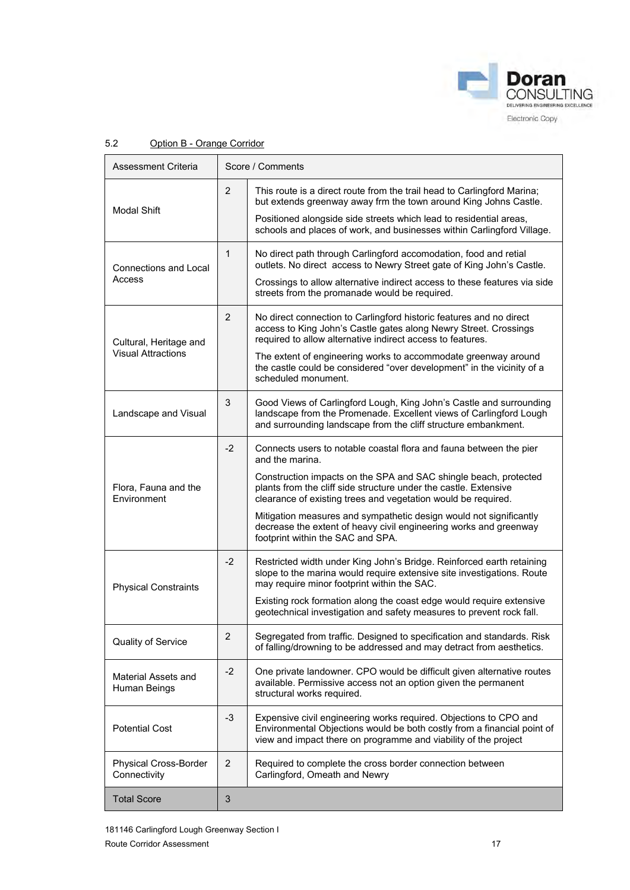## 5.2 Option B - Orange Corridor

| Assessment Criteria | Score / Comments | |
|---|---|---|
| Modal Shift | 2 | This route is a direct route from the trail head to Carlingford Marina; but extends greenway away frm the town around King Johns Castle.<br><br>Positioned alongside side streets which lead to residential areas, schools and places of work, and businesses within Carlingford Village. |
| Connections and Local Access | 1 | No direct path through Carlingford accomodation, food and retial outlets. No direct access to Newry Street gate of King John's Castle.<br><br>Crossings to allow alternative indirect access to these features via side streets from the promanade would be required. |
| Cultural, Heritage and Visual Attractions | 2 | No direct connection to Carlingford historic features and no direct access to King John's Castle gates along Newry Street. Crossings required to allow alternative indirect access to features.<br><br>The extent of engineering works to accommodate greenway around the castle could be considered "over development" in the vicinity of a scheduled monument. |
| Landscape and Visual | 3 | Good Views of Carlingford Lough, King John's Castle and surrounding landscape from the Promenade. Excellent views of Carlingford Lough and surrounding landscape from the cliff structure embankment. |
| Flora, Fauna and the Environment | -2 | Connects users to notable coastal flora and fauna between the pier and the marina.<br><br>Construction impacts on the SPA and SAC shingle beach, protected plants from the cliff side structure under the castle. Extensive clearance of existing trees and vegetation would be required.<br><br>Mitigation measures and sympathetic design would not significantly decrease the extent of heavy civil engineering works and greenway footprint within the SAC and SPA. |
| Physical Constraints | -2 | Restricted width under King John's Bridge. Reinforced earth retaining slope to the marina would require extensive site investigations. Route may require minor footprint within the SAC.<br><br>Existing rock formation along the coast edge would require extensive geotechnical investigation and safety measures to prevent rock fall. |
| Quality of Service | 2 | Segregated from traffic. Designed to specification and standards. Risk of falling/drowning to be addressed and may detract from aesthetics. |
| Material Assets and Human Beings | -2 | One private landowner. CPO would be difficult given alternative routes available. Permissive access not an option given the permanent structural works required. |
| Potential Cost | -3 | Expensive civil engineering works required. Objections to CPO and Environmental Objections would be both costly from a financial point of view and impact there on programme and viability of the project |
| Physical Cross-Border Connectivity | 2 | Required to complete the cross border connection between Carlingford, Omeath and Newry |
| Total Score | 3 | |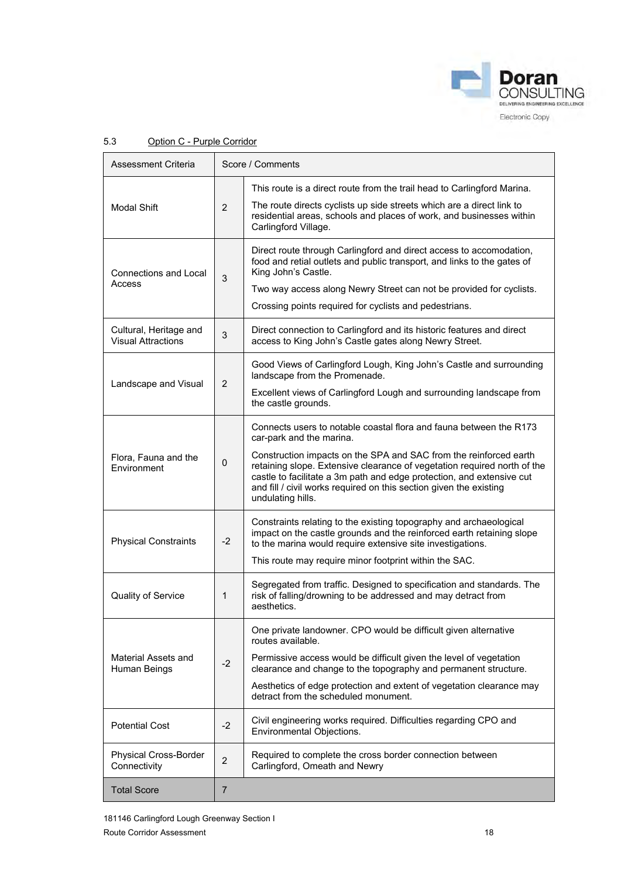### 5.3 Option C - Purple Corridor

| Assessment Criteria | Score / Comments | |
|---|---|---|
| Modal Shift | 2 | This route is a direct route from the trail head to Carlingford Marina.<br><br>The route directs cyclists up side streets which are a direct link to residential areas, schools and places of work, and businesses within Carlingford Village. |
| Connections and Local Access | 3 | Direct route through Carlingford and direct access to accomodation, food and retial outlets and public transport, and links to the gates of King John's Castle.<br><br>Two way access along Newry Street can not be provided for cyclists.<br><br>Crossing points required for cyclists and pedestrians. |
| Cultural, Heritage and Visual Attractions | 3 | Direct connection to Carlingford and its historic features and direct access to King John's Castle gates along Newry Street. |
| Landscape and Visual | 2 | Good Views of Carlingford Lough, King John's Castle and surrounding landscape from the Promenade.<br><br>Excellent views of Carlingford Lough and surrounding landscape from the castle grounds. |
| Flora, Fauna and the Environment | 0 | Connects users to notable coastal flora and fauna between the R173 car-park and the marina.<br><br>Construction impacts on the SPA and SAC from the reinforced earth retaining slope. Extensive clearance of vegetation required north of the castle to facilitate a 3m path and edge protection, and extensive cut and fill / civil works required on this section given the existing undulating hills. |
| Physical Constraints | -2 | Constraints relating to the existing topography and archaeological impact on the castle grounds and the reinforced earth retaining slope to the marina would require extensive site investigations.<br><br>This route may require minor footprint within the SAC. |
| Quality of Service | 1 | Segregated from traffic. Designed to specification and standards. The risk of falling/drowning to be addressed and may detract from aesthetics. |
| Material Assets and Human Beings | -2 | One private landowner. CPO would be difficult given alternative routes available.<br><br>Permissive access would be difficult given the level of vegetation clearance and change to the topography and permanent structure.<br><br>Aesthetics of edge protection and extent of vegetation clearance may detract from the scheduled monument. |
| Potential Cost | -2 | Civil engineering works required. Difficulties regarding CPO and Environmental Objections. |
| Physical Cross-Border Connectivity | 2 | Required to complete the cross border connection between Carlingford, Omeath and Newry |
| Total Score | 7 | |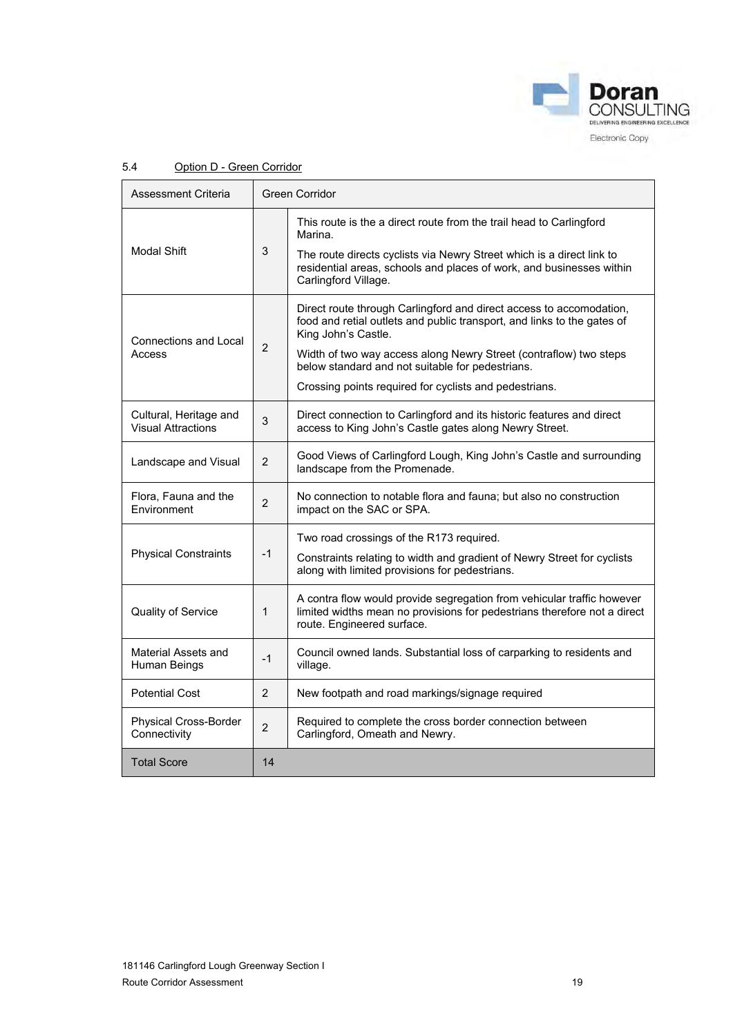### 5.4 Option D - Green Corridor

| Assessment Criteria | Green Corridor | |
|---|---|---|
| Modal Shift | 3 | This route is the a direct route from the trail head to Carlingford Marina.<br>The route directs cyclists via Newry Street which is a direct link to residential areas, schools and places of work, and businesses within Carlingford Village. |
| Connections and Local Access | 2 | Direct route through Carlingford and direct access to accomodation, food and retial outlets and public transport, and links to the gates of King John's Castle.<br>Width of two way access along Newry Street (contraflow) two steps below standard and not suitable for pedestrians.<br>Crossing points required for cyclists and pedestrians. |
| Cultural, Heritage and Visual Attractions | 3 | Direct connection to Carlingford and its historic features and direct access to King John's Castle gates along Newry Street. |
| Landscape and Visual | 2 | Good Views of Carlingford Lough, King John's Castle and surrounding landscape from the Promenade. |
| Flora, Fauna and the Environment | 2 | No connection to notable flora and fauna; but also no construction impact on the SAC or SPA. |
| Physical Constraints | -1 | Two road crossings of the R173 required.<br>Constraints relating to width and gradient of Newry Street for cyclists along with limited provisions for pedestrians. |
| Quality of Service | 1 | A contra flow would provide segregation from vehicular traffic however limited widths mean no provisions for pedestrians therefore not a direct route. Engineered surface. |
| Material Assets and Human Beings | -1 | Council owned lands. Substantial loss of carparking to residents and village. |
| Potential Cost | 2 | New footpath and road markings/signage required |
| Physical Cross-Border Connectivity | 2 | Required to complete the cross border connection between Carlingford, Omeath and Newry. |
| Total Score | 14 | |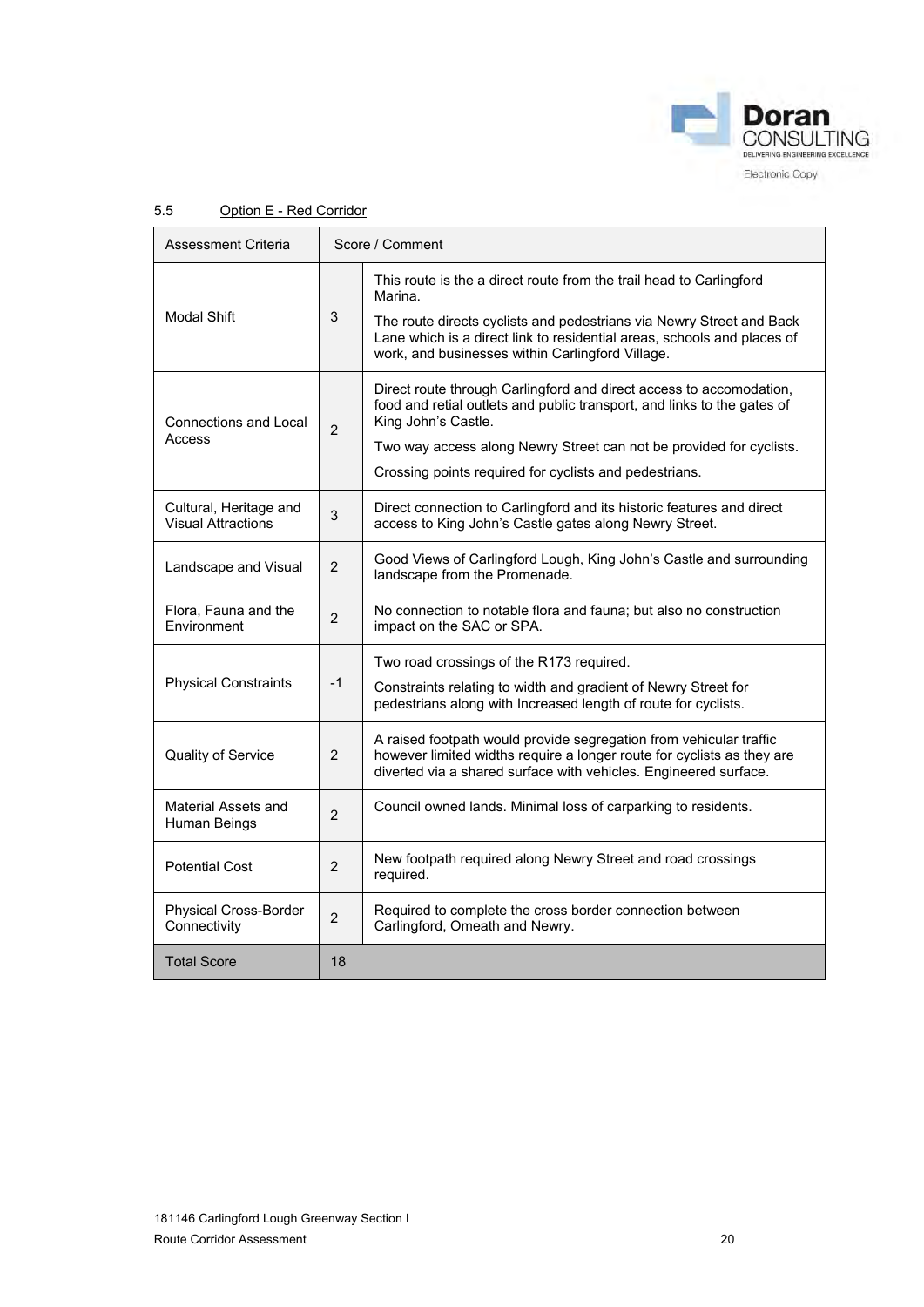## 5.5 Option E - Red Corridor

| Assessment Criteria | Score / Comment | |
|---|---|---|
| Modal Shift | 3 | This route is the a direct route from the trail head to Carlingford Marina.<br><br>The route directs cyclists and pedestrians via Newry Street and Back Lane which is a direct link to residential areas, schools and places of work, and businesses within Carlingford Village. |
| Connections and Local Access | 2 | Direct route through Carlingford and direct access to accomodation, food and retial outlets and public transport, and links to the gates of King John's Castle.<br><br>Two way access along Newry Street can not be provided for cyclists.<br><br>Crossing points required for cyclists and pedestrians. |
| Cultural, Heritage and Visual Attractions | 3 | Direct connection to Carlingford and its historic features and direct access to King John's Castle gates along Newry Street. |
| Landscape and Visual | 2 | Good Views of Carlingford Lough, King John's Castle and surrounding landscape from the Promenade. |
| Flora, Fauna and the Environment | 2 | No connection to notable flora and fauna; but also no construction impact on the SAC or SPA. |
| Physical Constraints | -1 | Two road crossings of the R173 required.<br><br>Constraints relating to width and gradient of Newry Street for pedestrians along with Increased length of route for cyclists. |
| Quality of Service | 2 | A raised footpath would provide segregation from vehicular traffic however limited widths require a longer route for cyclists as they are diverted via a shared surface with vehicles. Engineered surface. |
| Material Assets and Human Beings | 2 | Council owned lands. Minimal loss of carparking to residents. |
| Potential Cost | 2 | New footpath required along Newry Street and road crossings required. |
| Physical Cross-Border Connectivity | 2 | Required to complete the cross border connection between Carlingford, Omeath and Newry. |
| Total Score | 18 | |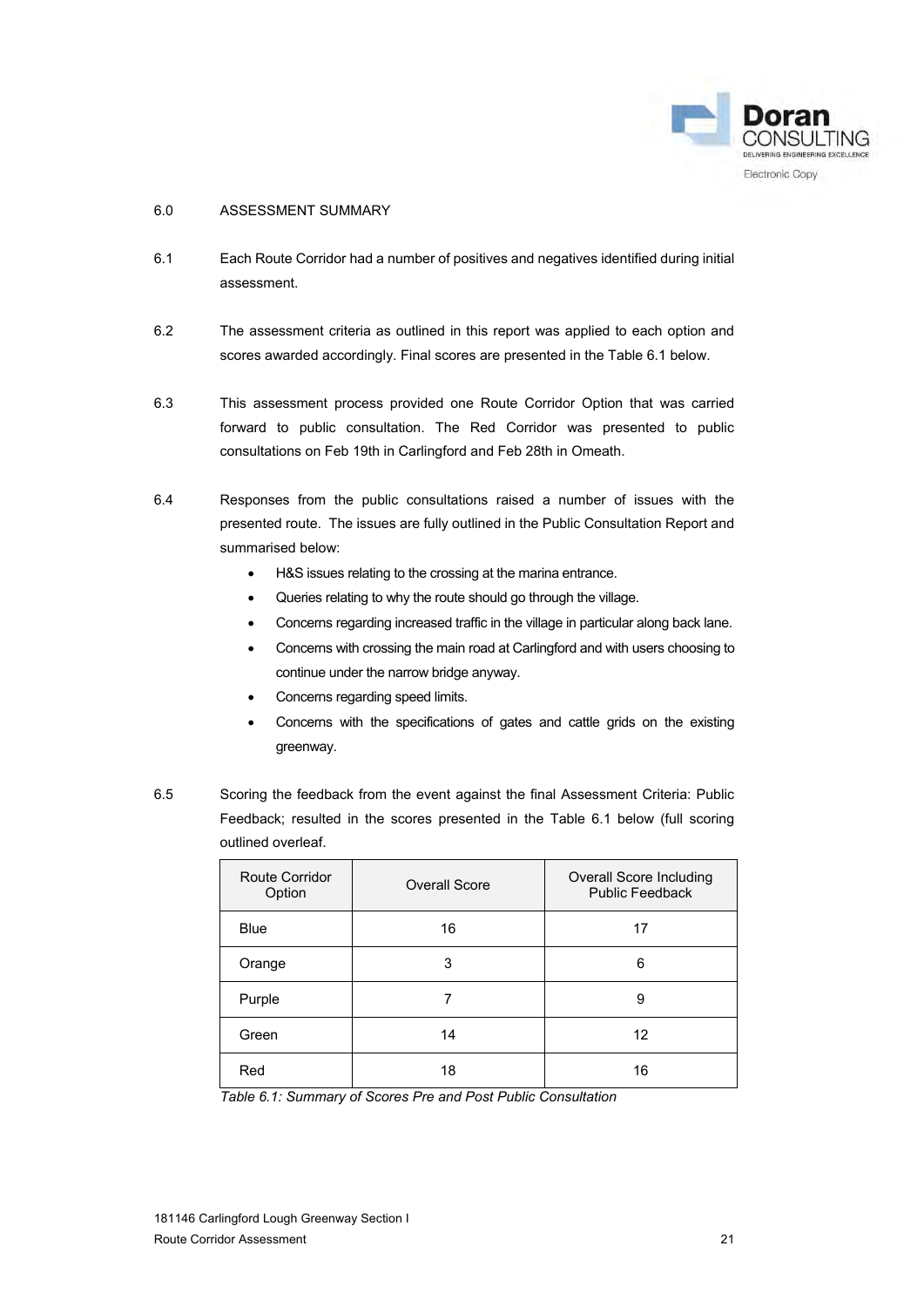## 6.0 ASSESSMENT SUMMARY

6.1 Each Route Corridor had a number of positives and negatives identified during initial assessment.

6.2 The assessment criteria as outlined in this report was applied to each option and scores awarded accordingly. Final scores are presented in the Table 6.1 below.

6.3 This assessment process provided one Route Corridor Option that was carried forward to public consultation. The Red Corridor was presented to public consultations on Feb 19th in Carlingford and Feb 28th in Omeath.

6.4 Responses from the public consultations raised a number of issues with the presented route. The issues are fully outlined in the Public Consultation Report and summarised below:

- H&S issues relating to the crossing at the marina entrance.
- Queries relating to why the route should go through the village.
- Concerns regarding increased traffic in the village in particular along back lane.
- Concerns with crossing the main road at Carlingford and with users choosing to continue under the narrow bridge anyway.
- Concerns regarding speed limits.
- Concerns with the specifications of gates and cattle grids on the existing greenway.

6.5 Scoring the feedback from the event against the final Assessment Criteria: Public Feedback; resulted in the scores presented in the Table 6.1 below (full scoring outlined overleaf.

| Route Corridor Option | Overall Score | Overall Score Including Public Feedback |
|---|---|---|
| Blue | 16 | 17 |
| Orange | 3 | 6 |
| Purple | 7 | 9 |
| Green | 14 | 12 |
| Red | 18 | 16 |

*Table 6.1: Summary of Scores Pre and Post Public Consultation*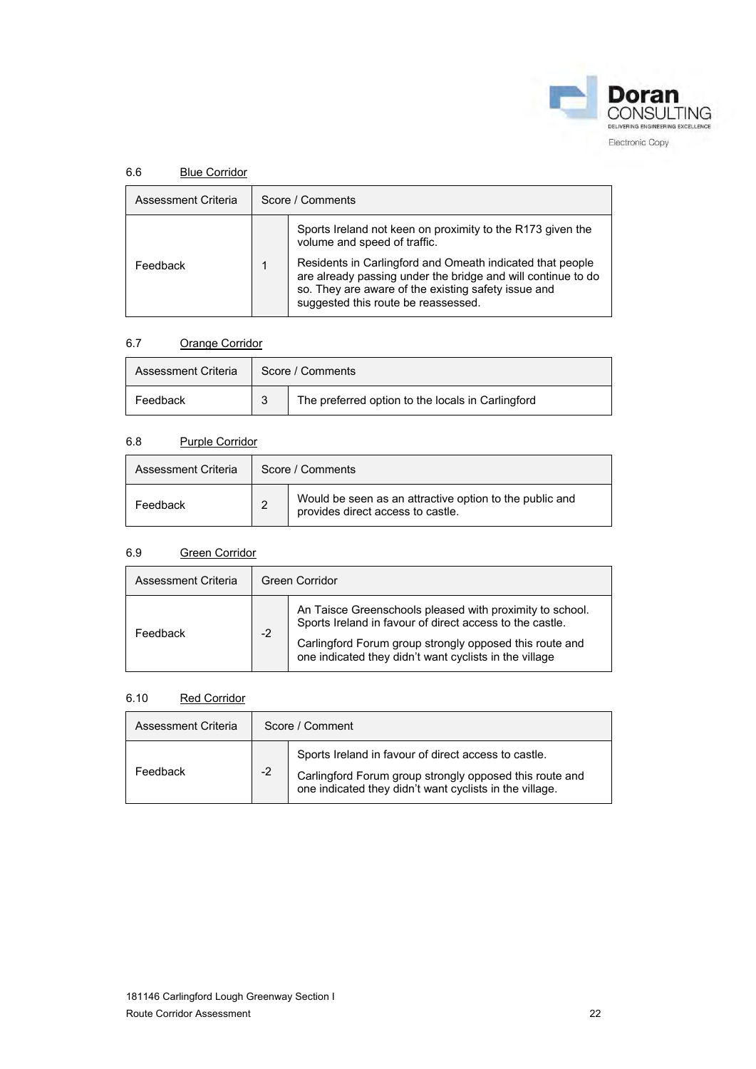### 6.6 Blue Corridor

| Assessment Criteria | Score / Comments | |
|---|---|---|
| Feedback | 1 | Sports Ireland not keen on proximity to the R173 given the volume and speed of traffic.<br><br>Residents in Carlingford and Omeath indicated that people are already passing under the bridge and will continue to do so. They are aware of the existing safety issue and suggested this route be reassessed. |

### 6.7 Orange Corridor

| Assessment Criteria | Score / Comments | |
|---|---|---|
| Feedback | 3 | The preferred option to the locals in Carlingford |

### 6.8 Purple Corridor

| Assessment Criteria | Score / Comments | |
|---|---|---|
| Feedback | 2 | Would be seen as an attractive option to the public and provides direct access to castle. |

### 6.9 Green Corridor

| Assessment Criteria | Green Corridor | |
|---|---|---|
| Feedback | -2 | An Taisce Greenschools pleased with proximity to school. Sports Ireland in favour of direct access to the castle.<br><br>Carlingford Forum group strongly opposed this route and one indicated they didn't want cyclists in the village |

### 6.10 Red Corridor

| Assessment Criteria | Score / Comment | |
|---|---|---|
| Feedback | -2 | Sports Ireland in favour of direct access to castle.<br><br>Carlingford Forum group strongly opposed this route and one indicated they didn't want cyclists in the village. |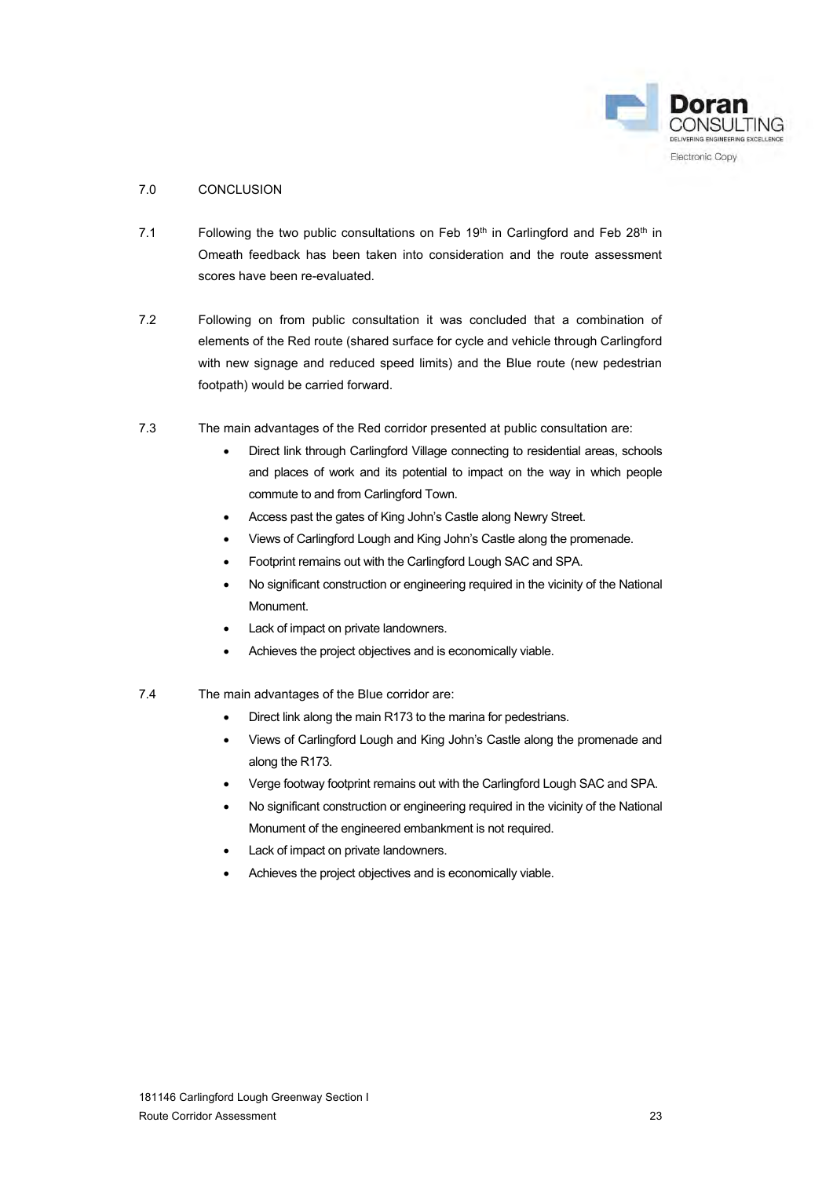## 7.0 CONCLUSION

7.1 Following the two public consultations on Feb 19th in Carlingford and Feb 28th in Omeath feedback has been taken into consideration and the route assessment scores have been re-evaluated.

7.2 Following on from public consultation it was concluded that a combination of elements of the Red route (shared surface for cycle and vehicle through Carlingford with new signage and reduced speed limits) and the Blue route (new pedestrian footpath) would be carried forward.

7.3 The main advantages of the Red corridor presented at public consultation are:

- Direct link through Carlingford Village connecting to residential areas, schools and places of work and its potential to impact on the way in which people commute to and from Carlingford Town.
- Access past the gates of King John's Castle along Newry Street.
- Views of Carlingford Lough and King John's Castle along the promenade.
- Footprint remains out with the Carlingford Lough SAC and SPA.
- No significant construction or engineering required in the vicinity of the National Monument.
- Lack of impact on private landowners.
- Achieves the project objectives and is economically viable.

7.4 The main advantages of the Blue corridor are:

- Direct link along the main R173 to the marina for pedestrians.
- Views of Carlingford Lough and King John's Castle along the promenade and along the R173.
- Verge footway footprint remains out with the Carlingford Lough SAC and SPA.
- No significant construction or engineering required in the vicinity of the National Monument of the engineered embankment is not required.
- Lack of impact on private landowners.
- Achieves the project objectives and is economically viable.